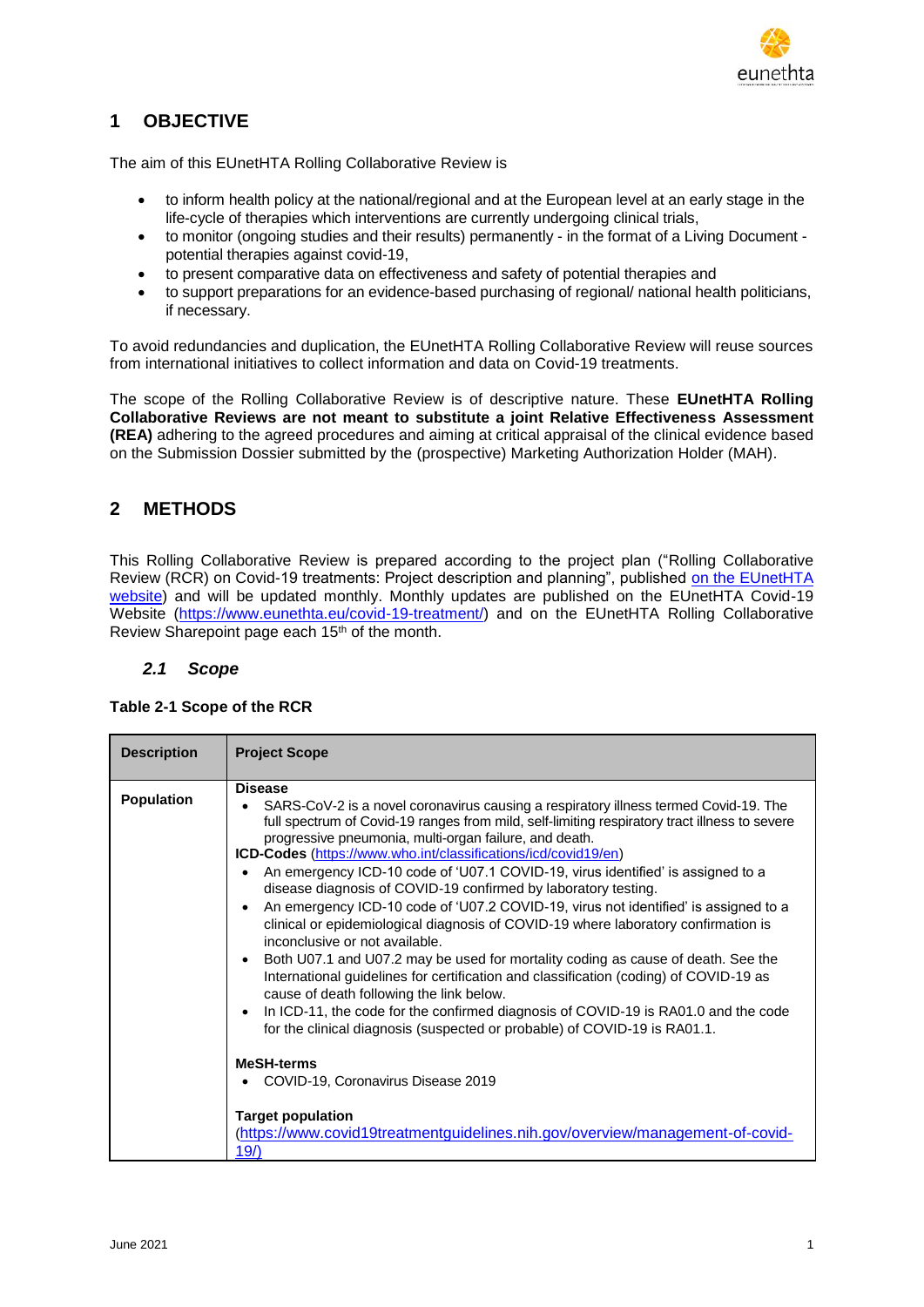# 1 OBJECTIVE

The aim of this EUnetHTA Rolling Collaborative Review is

- to inform health policy at the national/regional and at the European level at an early stage in the life-cycle of therapies which interventions are currently undergoing clinical trials,
- to monitor (ongoing studies and their results) permanently - in the format of a Living Document - potential therapies against covid-19,
- to present comparative data on effectiveness and safety of potential therapies and
- to support preparations for an evidence-based purchasing of regional/ national health politicians, if necessary.

To avoid redundancies and duplication, the EUnetHTA Rolling Collaborative Review will reuse sources from international initiatives to collect information and data on Covid-19 treatments.

The scope of the Rolling Collaborative Review is of descriptive nature. These **EUnetHTA Rolling Collaborative Reviews are not meant to substitute a joint Relative Effectiveness Assessment (REA)** adhering to the agreed procedures and aiming at critical appraisal of the clinical evidence based on the Submission Dossier submitted by the (prospective) Marketing Authorization Holder (MAH).

# 2 METHODS

This Rolling Collaborative Review is prepared according to the project plan ("Rolling Collaborative Review (RCR) on Covid-19 treatments: Project description and planning", published on the EUnetHTA website) and will be updated monthly. Monthly updates are published on the EUnetHTA Covid-19 Website (https://www.eunethta.eu/covid-19-treatment/) and on the EUnetHTA Rolling Collaborative Review Sharepoint page each 15th of the month.

## *2.1 Scope*

**Table 2-1 Scope of the RCR**

| Description | Project Scope |
|---|---|
| **Population** | **Disease**<br>• SARS-CoV-2 is a novel coronavirus causing a respiratory illness termed Covid-19. The full spectrum of Covid-19 ranges from mild, self-limiting respiratory tract illness to severe progressive pneumonia, multi-organ failure, and death.<br>**ICD-Codes** (https://www.who.int/classifications/icd/covid19/en)<br>• An emergency ICD-10 code of 'U07.1 COVID-19, virus identified' is assigned to a disease diagnosis of COVID-19 confirmed by laboratory testing.<br>• An emergency ICD-10 code of 'U07.2 COVID-19, virus not identified' is assigned to a clinical or epidemiological diagnosis of COVID-19 where laboratory confirmation is inconclusive or not available.<br>• Both U07.1 and U07.2 may be used for mortality coding as cause of death. See the International guidelines for certification and classification (coding) of COVID-19 as cause of death following the link below.<br>• In ICD-11, the code for the confirmed diagnosis of COVID-19 is RA01.0 and the code for the clinical diagnosis (suspected or probable) of COVID-19 is RA01.1.<br><br>**MeSH-terms**<br>• COVID-19, Coronavirus Disease 2019<br><br>**Target population**<br>(https://www.covid19treatmentguidelines.nih.gov/overview/management-of-covid-19/) |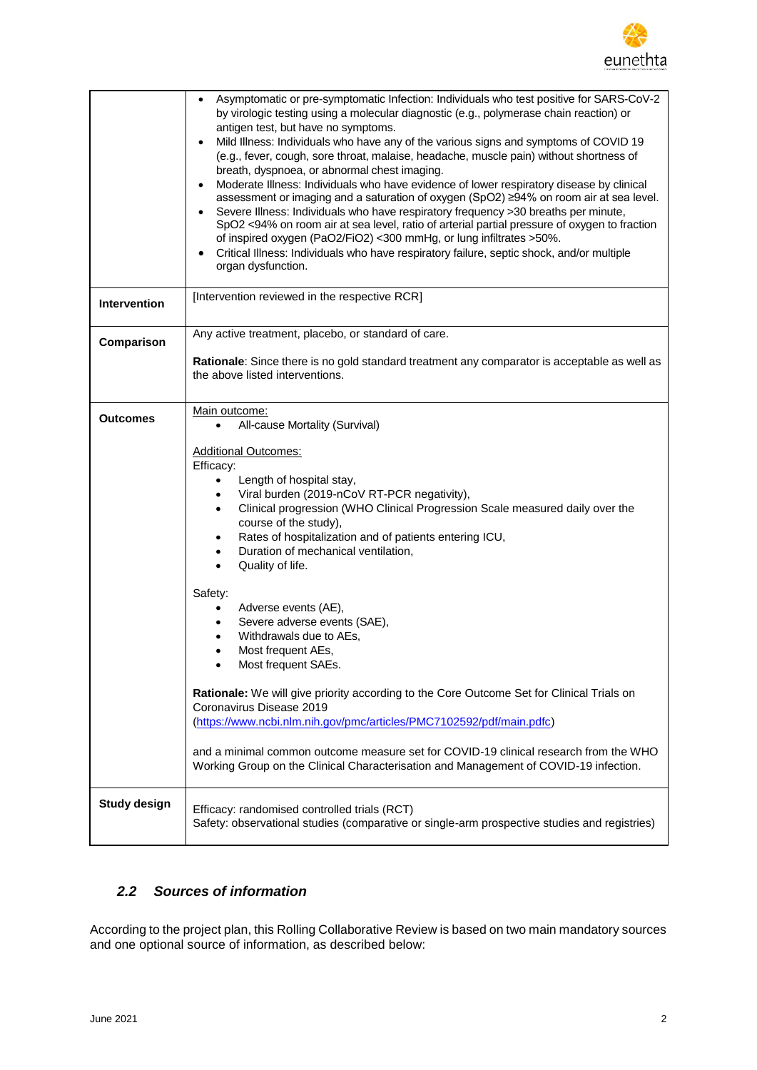| | |
|---|---|
| | • Asymptomatic or pre-symptomatic Infection: Individuals who test positive for SARS-CoV-2 by virologic testing using a molecular diagnostic (e.g., polymerase chain reaction) or antigen test, but have no symptoms.<br>• Mild Illness: Individuals who have any of the various signs and symptoms of COVID 19 (e.g., fever, cough, sore throat, malaise, headache, muscle pain) without shortness of breath, dyspnoea, or abnormal chest imaging.<br>• Moderate Illness: Individuals who have evidence of lower respiratory disease by clinical assessment or imaging and a saturation of oxygen ($SpO_2$) ≥94% on room air at sea level.<br>• Severe Illness: Individuals who have respiratory frequency >30 breaths per minute, $SpO_2$ <94% on room air at sea level, ratio of arterial partial pressure of oxygen to fraction of inspired oxygen ($PaO_2/FiO_2$) <300 mmHg, or lung infiltrates >50%.<br>• Critical Illness: Individuals who have respiratory failure, septic shock, and/or multiple organ dysfunction. |
| **Intervention** | [Intervention reviewed in the respective RCR] |
| **Comparison** | Any active treatment, placebo, or standard of care.<br><br>**Rationale**: Since there is no gold standard treatment any comparator is acceptable as well as the above listed interventions. |
| **Outcomes** | Main outcome:<br>• All-cause Mortality (Survival)<br><br>Additional Outcomes:<br>Efficacy:<br>• Length of hospital stay,<br>• Viral burden (2019-nCoV RT-PCR negativity),<br>• Clinical progression (WHO Clinical Progression Scale measured daily over the course of the study),<br>• Rates of hospitalization and of patients entering ICU,<br>• Duration of mechanical ventilation,<br>• Quality of life.<br><br>Safety:<br>• Adverse events (AE),<br>• Severe adverse events (SAE),<br>• Withdrawals due to AEs,<br>• Most frequent AEs,<br>• Most frequent SAEs.<br><br>**Rationale:** We will give priority according to the Core Outcome Set for Clinical Trials on Coronavirus Disease 2019 (https://www.ncbi.nlm.nih.gov/pmc/articles/PMC7102592/pdf/main.pdfc)<br><br>and a minimal common outcome measure set for COVID-19 clinical research from the WHO Working Group on the Clinical Characterisation and Management of COVID-19 infection. |
| **Study design** | Efficacy: randomised controlled trials (RCT)<br>Safety: observational studies (comparative or single-arm prospective studies and registries) |

### *2.2 Sources of information*

According to the project plan, this Rolling Collaborative Review is based on two main mandatory sources and one optional source of information, as described below: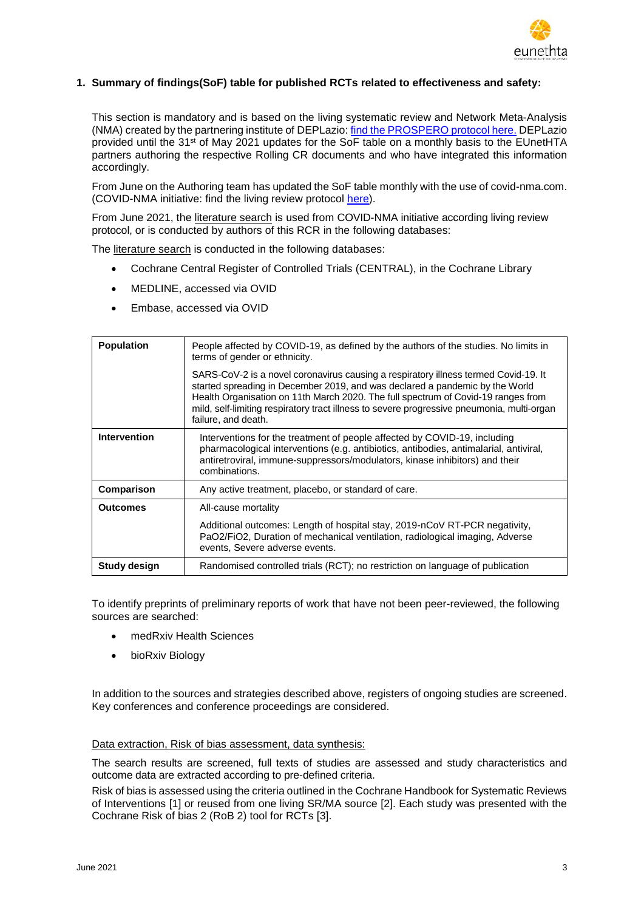## 1. Summary of findings(SoF) table for published RCTs related to effectiveness and safety:

This section is mandatory and is based on the living systematic review and Network Meta-Analysis (NMA) created by the partnering institute of DEPLazio: [find the PROSPERO protocol here.](#) DEPLazio provided until the 31st of May 2021 updates for the SoF table on a monthly basis to the EUnetHTA partners authoring the respective Rolling CR documents and who have integrated this information accordingly.

From June on the Authoring team has updated the SoF table monthly with the use of covid-nma.com. (COVID-NMA initiative: find the living review protocol [here](#)).

From June 2021, the literature search is used from COVID-NMA initiative according living review protocol, or is conducted by authors of this RCR in the following databases:

The literature search is conducted in the following databases:

- Cochrane Central Register of Controlled Trials (CENTRAL), in the Cochrane Library
- MEDLINE, accessed via OVID
- Embase, accessed via OVID

| | |
|---|---|
| **Population** | People affected by COVID-19, as defined by the authors of the studies. No limits in terms of gender or ethnicity.<br><br>SARS-CoV-2 is a novel coronavirus causing a respiratory illness termed Covid-19. It started spreading in December 2019, and was declared a pandemic by the World Health Organisation on 11th March 2020. The full spectrum of Covid-19 ranges from mild, self-limiting respiratory tract illness to severe progressive pneumonia, multi-organ failure, and death. |
| **Intervention** | Interventions for the treatment of people affected by COVID-19, including pharmacological interventions (e.g. antibiotics, antibodies, antimalarial, antiviral, antiretroviral, immune-suppressors/modulators, kinase inhibitors) and their combinations. |
| **Comparison** | Any active treatment, placebo, or standard of care. |
| **Outcomes** | All-cause mortality<br><br>Additional outcomes: Length of hospital stay, 2019-nCoV RT-PCR negativity, PaO2/FiO2, Duration of mechanical ventilation, radiological imaging, Adverse events, Severe adverse events. |
| **Study design** | Randomised controlled trials (RCT); no restriction on language of publication |

To identify preprints of preliminary reports of work that have not been peer-reviewed, the following sources are searched:

- medRxiv Health Sciences
- bioRxiv Biology

In addition to the sources and strategies described above, registers of ongoing studies are screened. Key conferences and conference proceedings are considered.

Data extraction, Risk of bias assessment, data synthesis:

The search results are screened, full texts of studies are assessed and study characteristics and outcome data are extracted according to pre-defined criteria.

Risk of bias is assessed using the criteria outlined in the Cochrane Handbook for Systematic Reviews of Interventions [1] or reused from one living SR/MA source [2]. Each study was presented with the Cochrane Risk of bias 2 (RoB 2) tool for RCTs [3].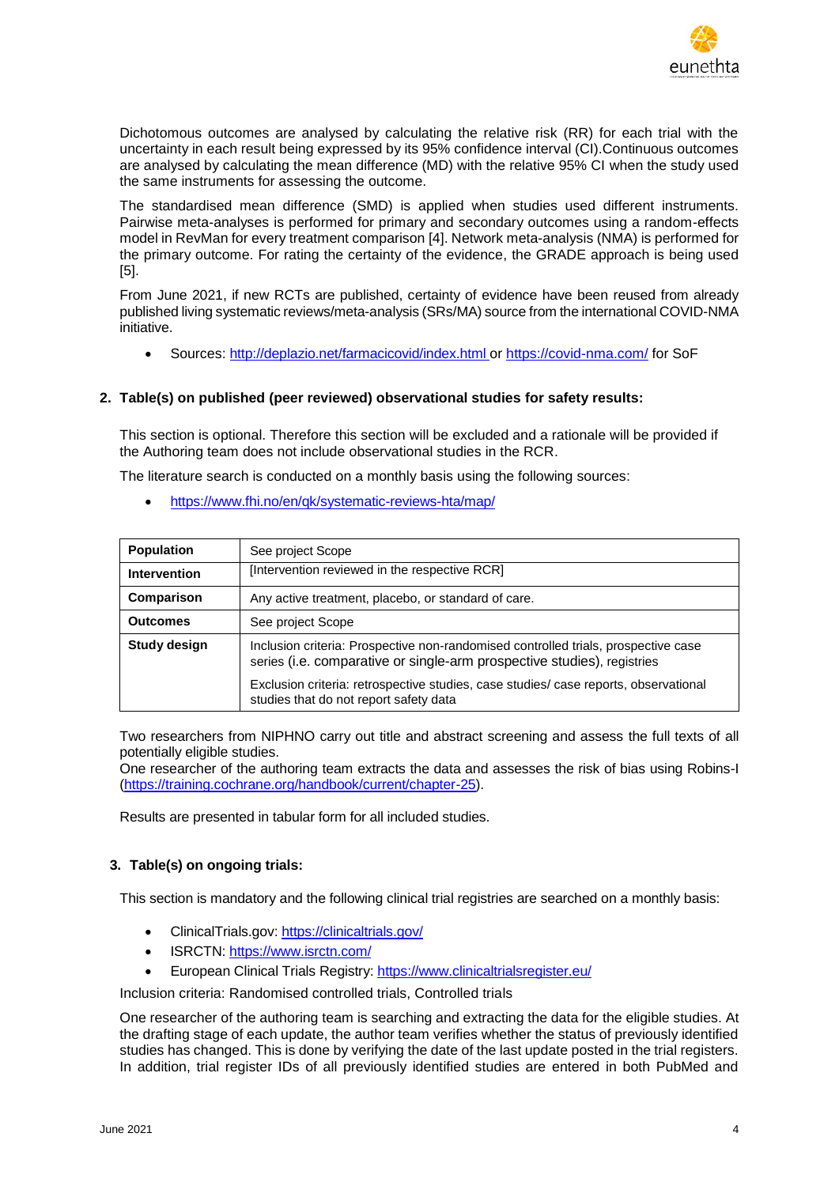Dichotomous outcomes are analysed by calculating the relative risk (RR) for each trial with the uncertainty in each result being expressed by its 95% confidence interval (CI).Continuous outcomes are analysed by calculating the mean difference (MD) with the relative 95% CI when the study used the same instruments for assessing the outcome.

The standardised mean difference (SMD) is applied when studies used different instruments. Pairwise meta-analyses is performed for primary and secondary outcomes using a random-effects model in RevMan for every treatment comparison [4]. Network meta-analysis (NMA) is performed for the primary outcome. For rating the certainty of the evidence, the GRADE approach is being used [5].

From June 2021, if new RCTs are published, certainty of evidence have been reused from already published living systematic reviews/meta-analysis (SRs/MA) source from the international COVID-NMA initiative.

- Sources: http://deplazio.net/farmacicovid/index.html or https://covid-nma.com/ for SoF

## 2. Table(s) on published (peer reviewed) observational studies for safety results:

This section is optional. Therefore this section will be excluded and a rationale will be provided if the Authoring team does not include observational studies in the RCR.

The literature search is conducted on a monthly basis using the following sources:

- https://www.fhi.no/en/qk/systematic-reviews-hta/map/

| | |
|---|---|
| **Population** | See project Scope |
| **Intervention** | [Intervention reviewed in the respective RCR] |
| **Comparison** | Any active treatment, placebo, or standard of care. |
| **Outcomes** | See project Scope |
| **Study design** | Inclusion criteria: Prospective non-randomised controlled trials, prospective case series (i.e. comparative or single-arm prospective studies), registries<br><br>Exclusion criteria: retrospective studies, case studies/ case reports, observational studies that do not report safety data |

Two researchers from NIPHNO carry out title and abstract screening and assess the full texts of all potentially eligible studies.
One researcher of the authoring team extracts the data and assesses the risk of bias using Robins-I (https://training.cochrane.org/handbook/current/chapter-25).

Results are presented in tabular form for all included studies.

## 3. Table(s) on ongoing trials:

This section is mandatory and the following clinical trial registries are searched on a monthly basis:

- ClinicalTrials.gov: https://clinicaltrials.gov/
- ISRCTN: https://www.isrctn.com/
- European Clinical Trials Registry: https://www.clinicaltrialsregister.eu/

Inclusion criteria: Randomised controlled trials, Controlled trials

One researcher of the authoring team is searching and extracting the data for the eligible studies. At the drafting stage of each update, the author team verifies whether the status of previously identified studies has changed. This is done by verifying the date of the last update posted in the trial registers. In addition, trial register IDs of all previously identified studies are entered in both PubMed and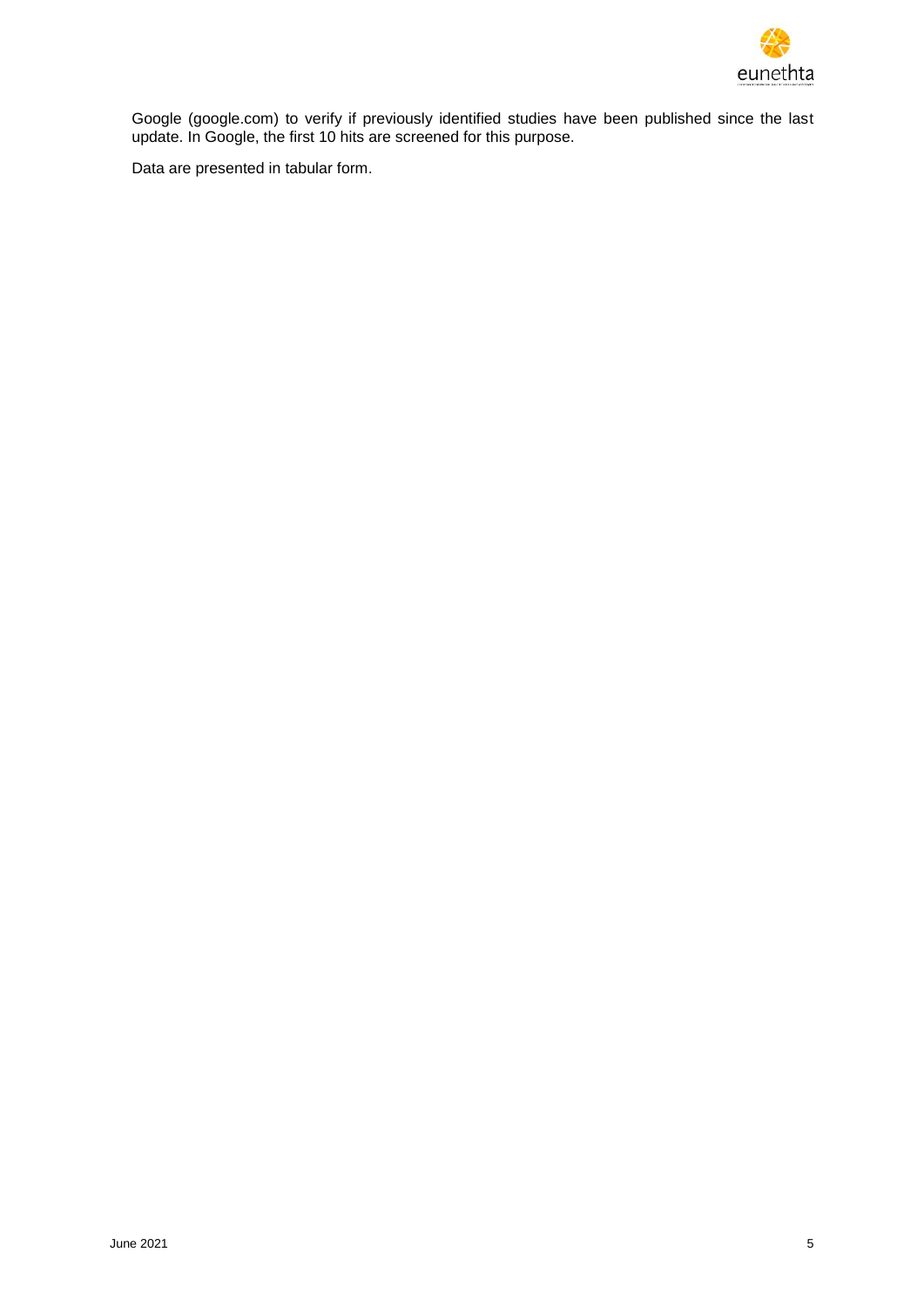Google (google.com) to verify if previously identified studies have been published since the last update. In Google, the first 10 hits are screened for this purpose.

Data are presented in tabular form.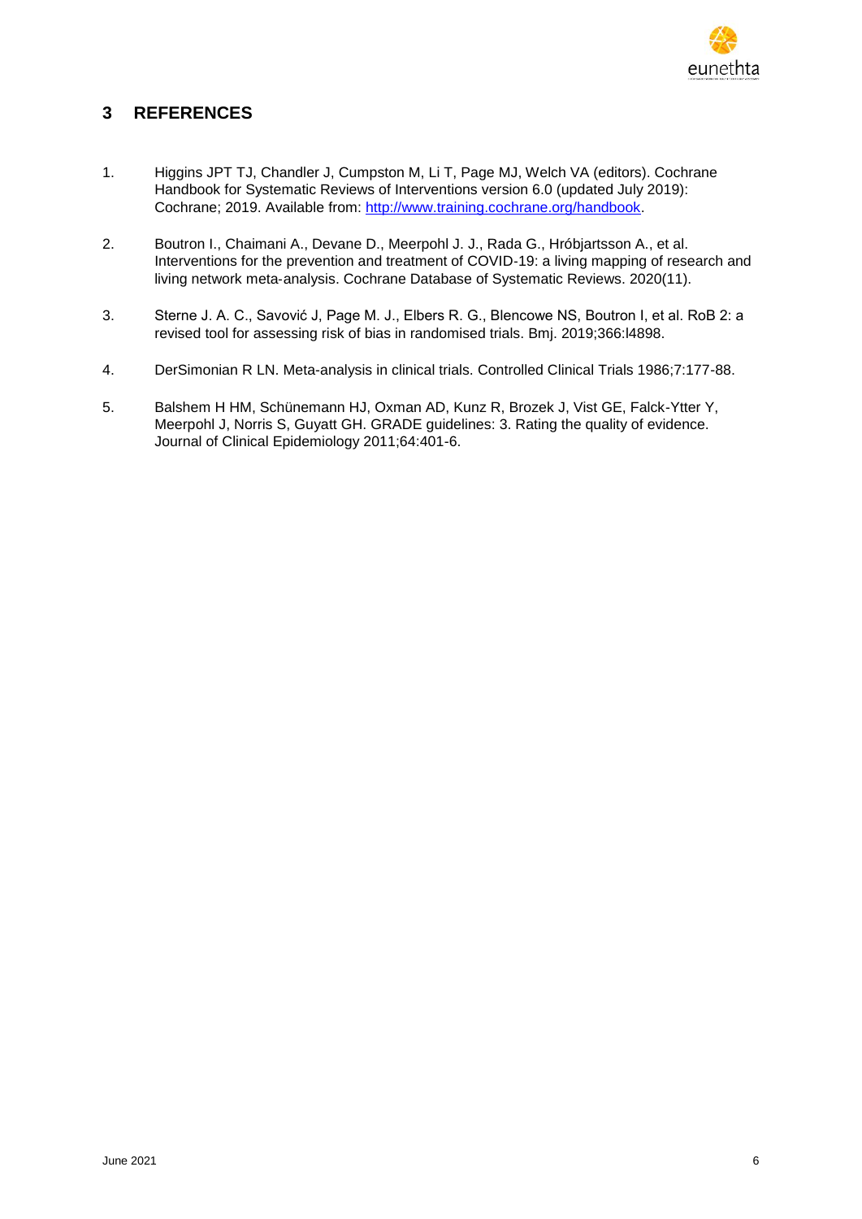## 3 REFERENCES

1. Higgins JPT TJ, Chandler J, Cumpston M, Li T, Page MJ, Welch VA (editors). Cochrane Handbook for Systematic Reviews of Interventions version 6.0 (updated July 2019): Cochrane; 2019. Available from: http://www.training.cochrane.org/handbook.

2. Boutron I., Chaimani A., Devane D., Meerpohl J. J., Rada G., Hróbjartsson A., et al. Interventions for the prevention and treatment of COVID-19: a living mapping of research and living network meta-analysis. Cochrane Database of Systematic Reviews. 2020(11).

3. Sterne J. A. C., Savović J, Page M. J., Elbers R. G., Blencowe NS, Boutron I, et al. RoB 2: a revised tool for assessing risk of bias in randomised trials. Bmj. 2019;366:l4898.

4. DerSimonian R LN. Meta-analysis in clinical trials. Controlled Clinical Trials 1986;7:177-88.

5. Balshem H HM, Schünemann HJ, Oxman AD, Kunz R, Brozek J, Vist GE, Falck-Ytter Y, Meerpohl J, Norris S, Guyatt GH. GRADE guidelines: 3. Rating the quality of evidence. Journal of Clinical Epidemiology 2011;64:401-6.